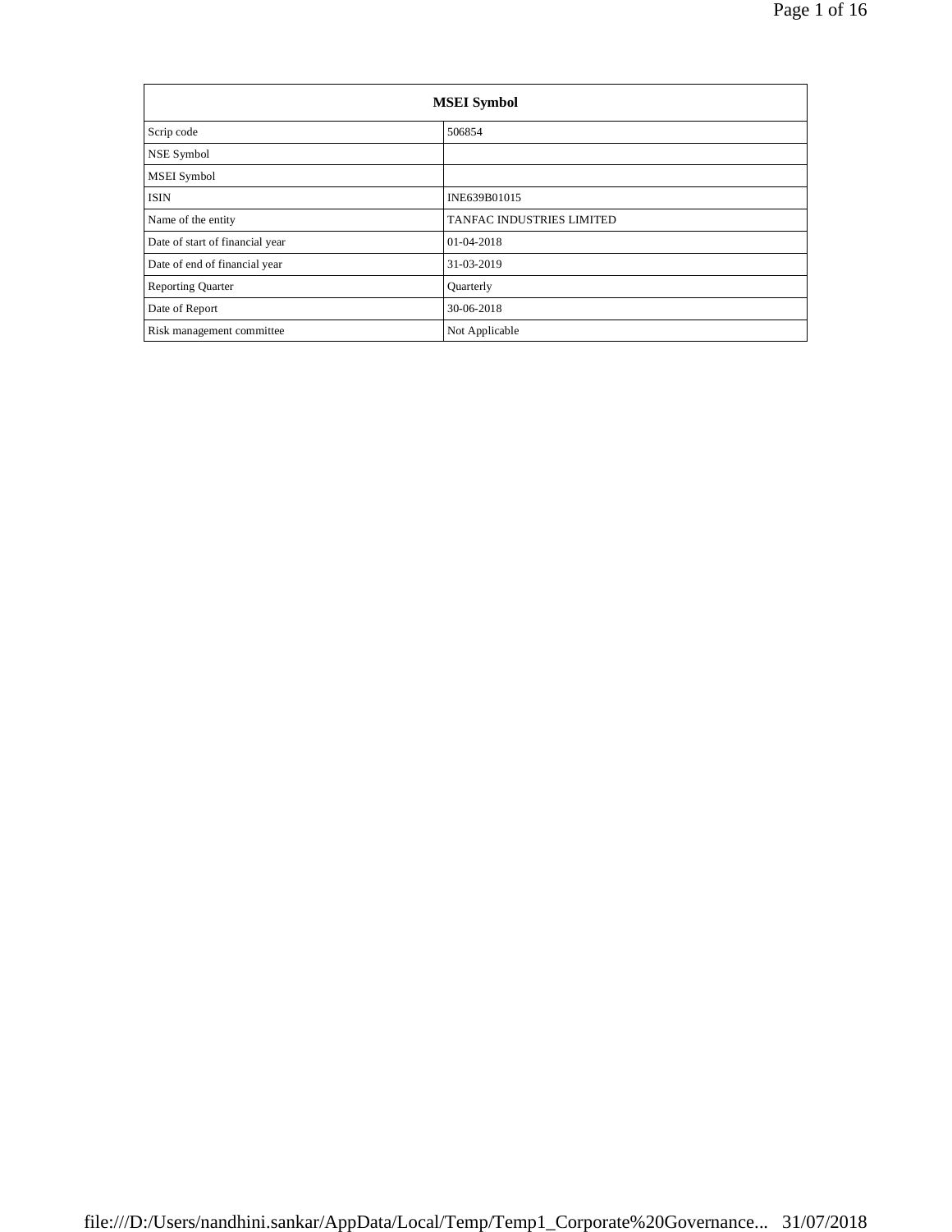| MSEI Symbol | |
|---|---|
| Scrip code | 506854 |
| NSE Symbol | |
| MSEI Symbol | |
| ISIN | INE639B01015 |
| Name of the entity | TANFAC INDUSTRIES LIMITED |
| Date of start of financial year | 01-04-2018 |
| Date of end of financial year | 31-03-2019 |
| Reporting Quarter | Quarterly |
| Date of Report | 30-06-2018 |
| Risk management committee | Not Applicable |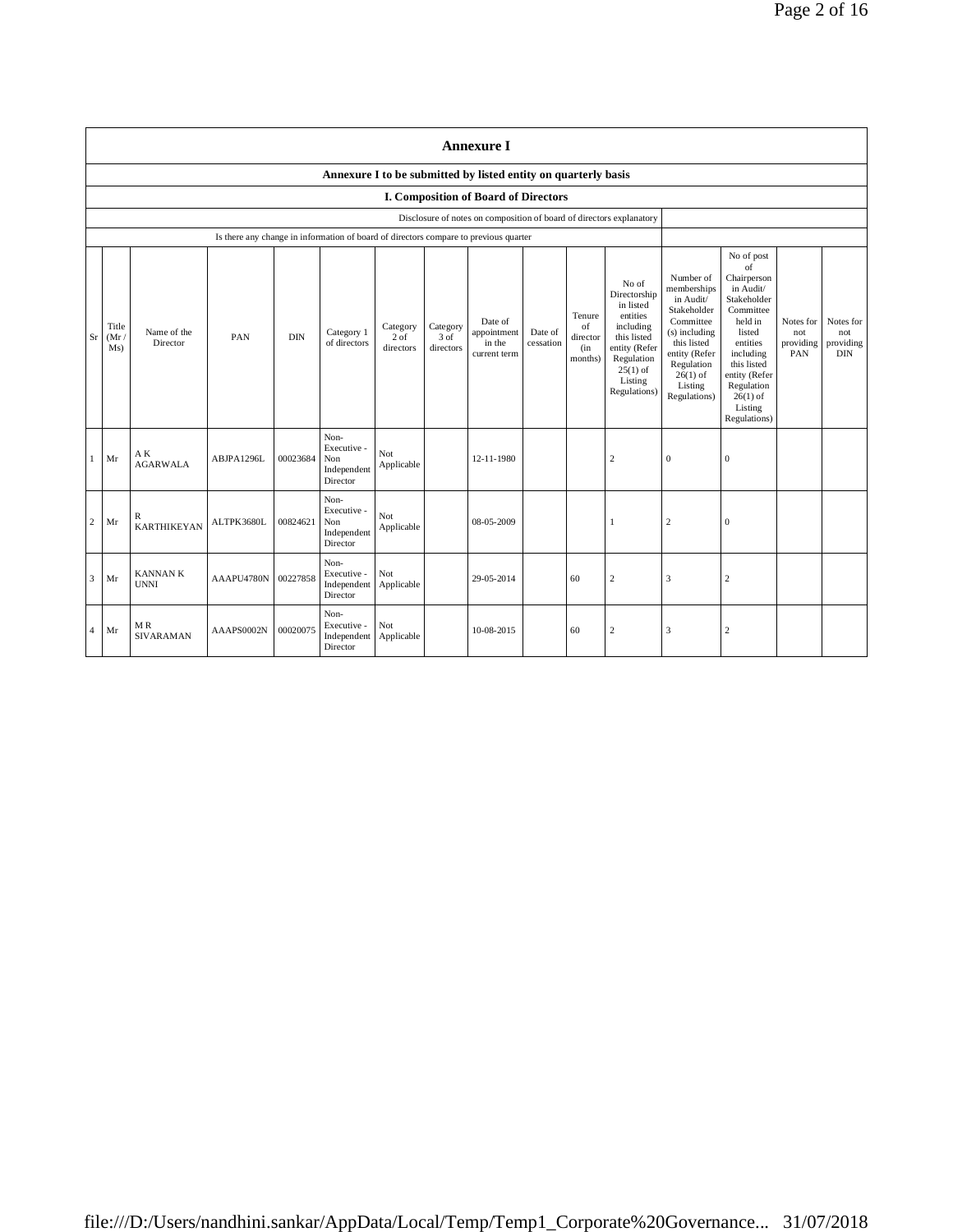# Annexure I

## Annexure I to be submitted by listed entity on quarterly basis

### I. Composition of Board of Directors

| Disclosure of notes on composition of board of directors explanatory | |
|---|---|
| Is there any change in information of board of directors compare to previous quarter | |

| Sr | Title (Mr / Ms) | Name of the Director | PAN | DIN | Category 1 of directors | Category 2 of directors | Category 3 of directors | Date of appointment in the current term | Date of cessation | Tenure of director (in months) | No of Directorship in listed entities including this listed entity (Refer Regulation 25(1) of Listing Regulations) | Number of memberships in Audit/ Stakeholder Committee (s) including this listed entity (Refer Regulation 26(1) of Listing Regulations) | No of post of Chairperson in Audit/ Stakeholder Committee held in listed entities including this listed entity (Refer Regulation 26(1) of Listing Regulations) | Notes for not providing PAN | Notes for not providing DIN |
|---|---|---|---|---|---|---|---|---|---|---|---|---|---|---|---|
| 1 | Mr | A K AGARWALA | ABJPA1296L | 00023684 | Non-Executive - Non Independent Director | Not Applicable | | 12-11-1980 | | | 2 | 0 | 0 | | |
| 2 | Mr | R KARTHIKEYAN | ALTPK3680L | 00824621 | Non-Executive - Non Independent Director | Not Applicable | | 08-05-2009 | | | 1 | 2 | 0 | | |
| 3 | Mr | KANNAN K UNNI | AAAPU4780N | 00227858 | Non-Executive - Independent Director | Not Applicable | | 29-05-2014 | | 60 | 2 | 3 | 2 | | |
| 4 | Mr | M R SIVARAMAN | AAAPS0002N | 00020075 | Non-Executive - Independent Director | Not Applicable | | 10-08-2015 | | 60 | 2 | 3 | 2 | | |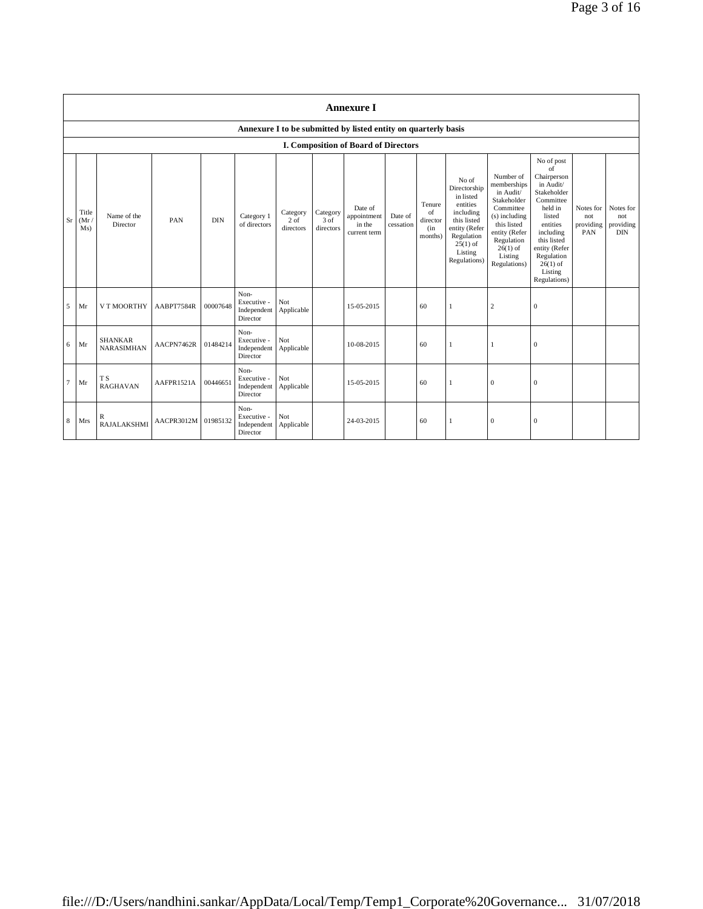## Annexure I

### Annexure I to be submitted by listed entity on quarterly basis

### I. Composition of Board of Directors

| Sr | Title (Mr / Ms) | Name of the Director | PAN | DIN | Category 1 of directors | Category 2 of directors | Category 3 of directors | Date of appointment in the current term | Date of cessation | Tenure of director (in months) | No of Directorship in listed entities including this listed entity (Refer Regulation 25(1) of Listing Regulations) | Number of memberships in Audit/ Stakeholder Committee (s) including this listed entity (Refer Regulation 26(1) of Listing Regulations) | No of post of Chairperson in Audit/ Stakeholder Committee held in listed entities including this listed entity (Refer Regulation 26(1) of Listing Regulations) | Notes for not providing PAN | Notes for not providing DIN |
|---|---|---|---|---|---|---|---|---|---|---|---|---|---|---|---|
| 5 | Mr | V T MOORTHY | AABPT7584R | 00007648 | Non-Executive - Independent Director | Not Applicable | | 15-05-2015 | | 60 | 1 | 2 | 0 | | |
| 6 | Mr | SHANKAR NARASIMHAN | AACPN7462R | 01484214 | Non-Executive - Independent Director | Not Applicable | | 10-08-2015 | | 60 | 1 | 1 | 0 | | |
| 7 | Mr | T S RAGHAVAN | AAFPR1521A | 00446651 | Non-Executive - Independent Director | Not Applicable | | 15-05-2015 | | 60 | 1 | 0 | 0 | | |
| 8 | Mrs | R RAJALAKSHMI | AACPR3012M | 01985132 | Non-Executive - Independent Director | Not Applicable | | 24-03-2015 | | 60 | 1 | 0 | 0 | | |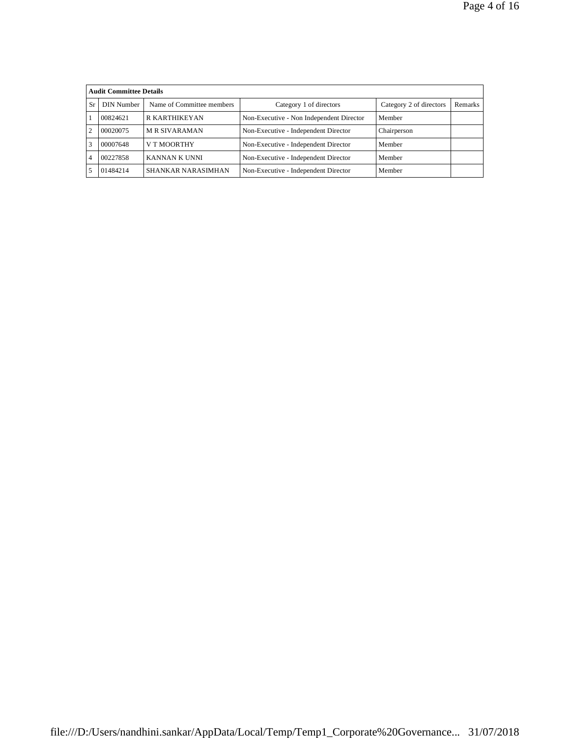| Audit Committee Details | | | | | |
|---|---|---|---|---|---|
| Sr | DIN Number | Name of Committee members | Category 1 of directors | Category 2 of directors | Remarks |
| 1 | 00824621 | R KARTHIKEYAN | Non-Executive - Non Independent Director | Member | |
| 2 | 00020075 | M R SIVARAMAN | Non-Executive - Independent Director | Chairperson | |
| 3 | 00007648 | V T MOORTHY | Non-Executive - Independent Director | Member | |
| 4 | 00227858 | KANNAN K UNNI | Non-Executive - Independent Director | Member | |
| 5 | 01484214 | SHANKAR NARASIMHAN | Non-Executive - Independent Director | Member | |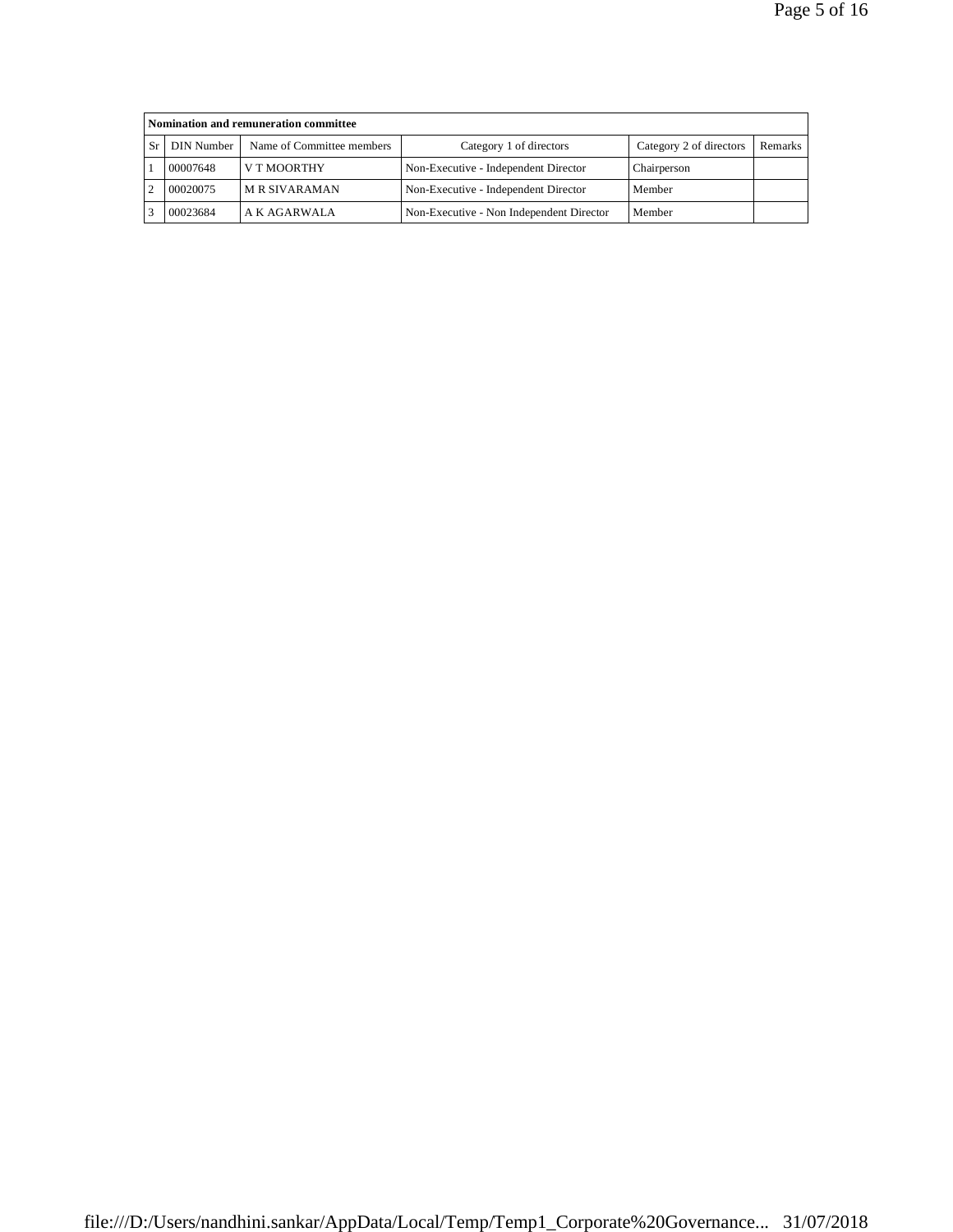| Nomination and remuneration committee | | | | | |
|---|---|---|---|---|---|
| Sr | DIN Number | Name of Committee members | Category 1 of directors | Category 2 of directors | Remarks |
| 1 | 00007648 | V T MOORTHY | Non-Executive - Independent Director | Chairperson | |
| 2 | 00020075 | M R SIVARAMAN | Non-Executive - Independent Director | Member | |
| 3 | 00023684 | A K AGARWALA | Non-Executive - Non Independent Director | Member | |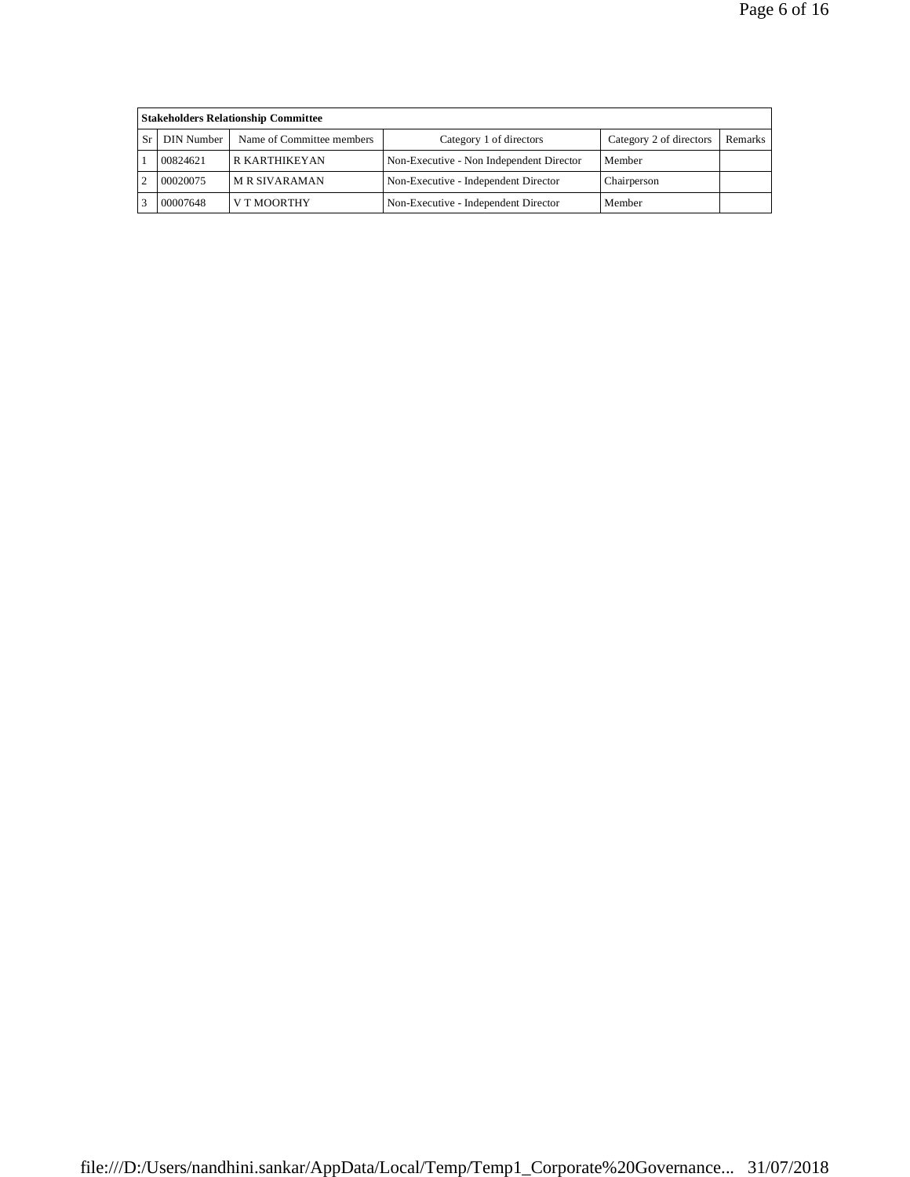| Stakeholders Relationship Committee | | | | | |
|---|---|---|---|---|---|
| Sr | DIN Number | Name of Committee members | Category 1 of directors | Category 2 of directors | Remarks |
| 1 | 00824621 | R KARTHIKEYAN | Non-Executive - Non Independent Director | Member | |
| 2 | 00020075 | M R SIVARAMAN | Non-Executive - Independent Director | Chairperson | |
| 3 | 00007648 | V T MOORTHY | Non-Executive - Independent Director | Member | |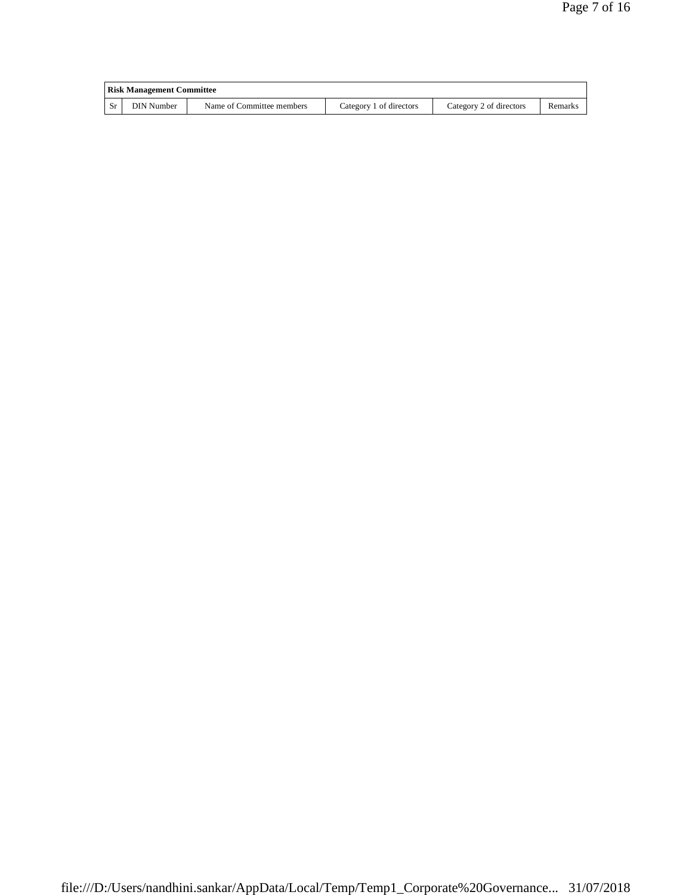| Risk Management Committee | | | | | |
|---|---|---|---|---|---|
| Sr | DIN Number | Name of Committee members | Category 1 of directors | Category 2 of directors | Remarks |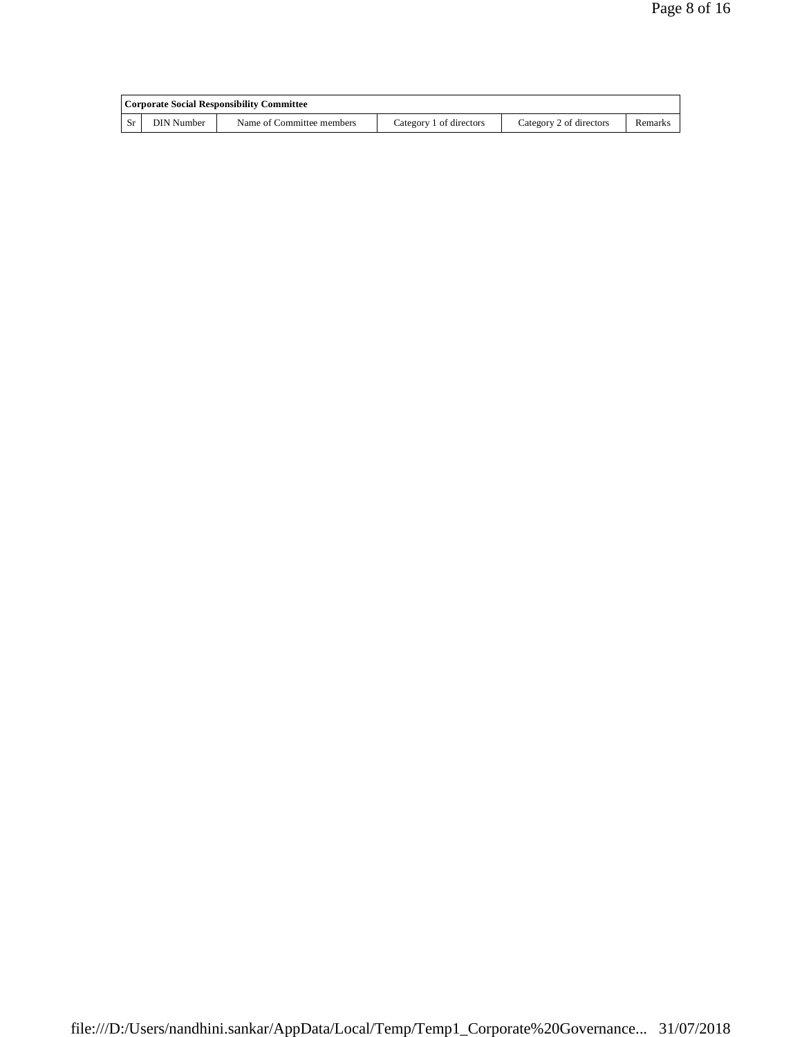| Corporate Social Responsibility Committee | | | | | |
|---|---|---|---|---|---|
| Sr | DIN Number | Name of Committee members | Category 1 of directors | Category 2 of directors | Remarks |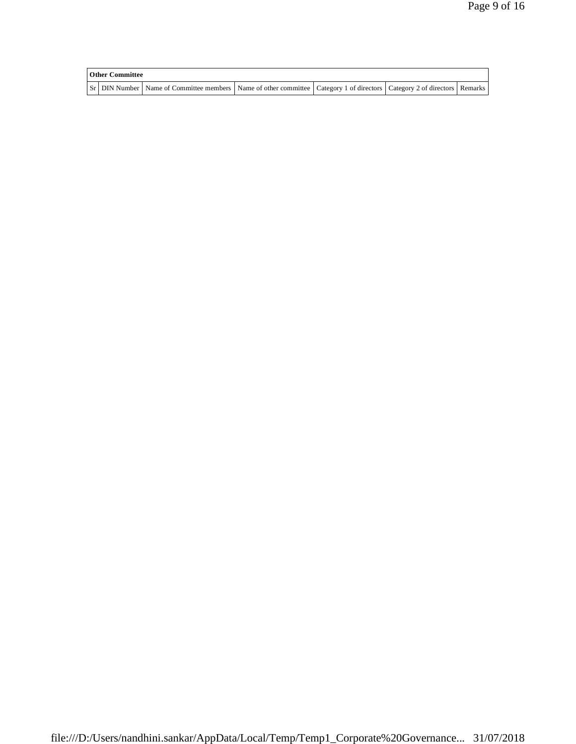| Other Committee | | | | | | |
|---|---|---|---|---|---|---|
| Sr | DIN Number | Name of Committee members | Name of other committee | Category 1 of directors | Category 2 of directors | Remarks |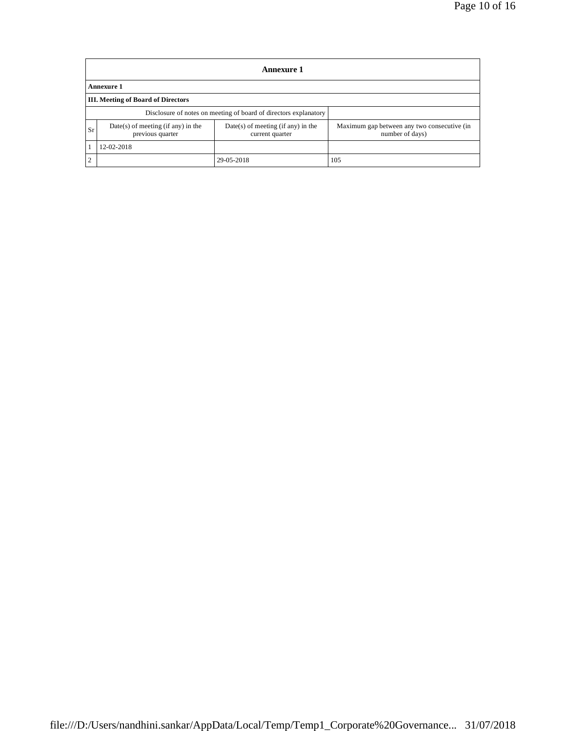| Annexure 1 | | | |
|---|---|---|---|
| **Annexure 1** | | | |
| **III. Meeting of Board of Directors** | | | |
| Disclosure of notes on meeting of board of directors explanatory | | | |
| Sr | Date(s) of meeting (if any) in the previous quarter | Date(s) of meeting (if any) in the current quarter | Maximum gap between any two consecutive (in number of days) |
| 1 | 12-02-2018 | | |
| 2 | | 29-05-2018 | 105 |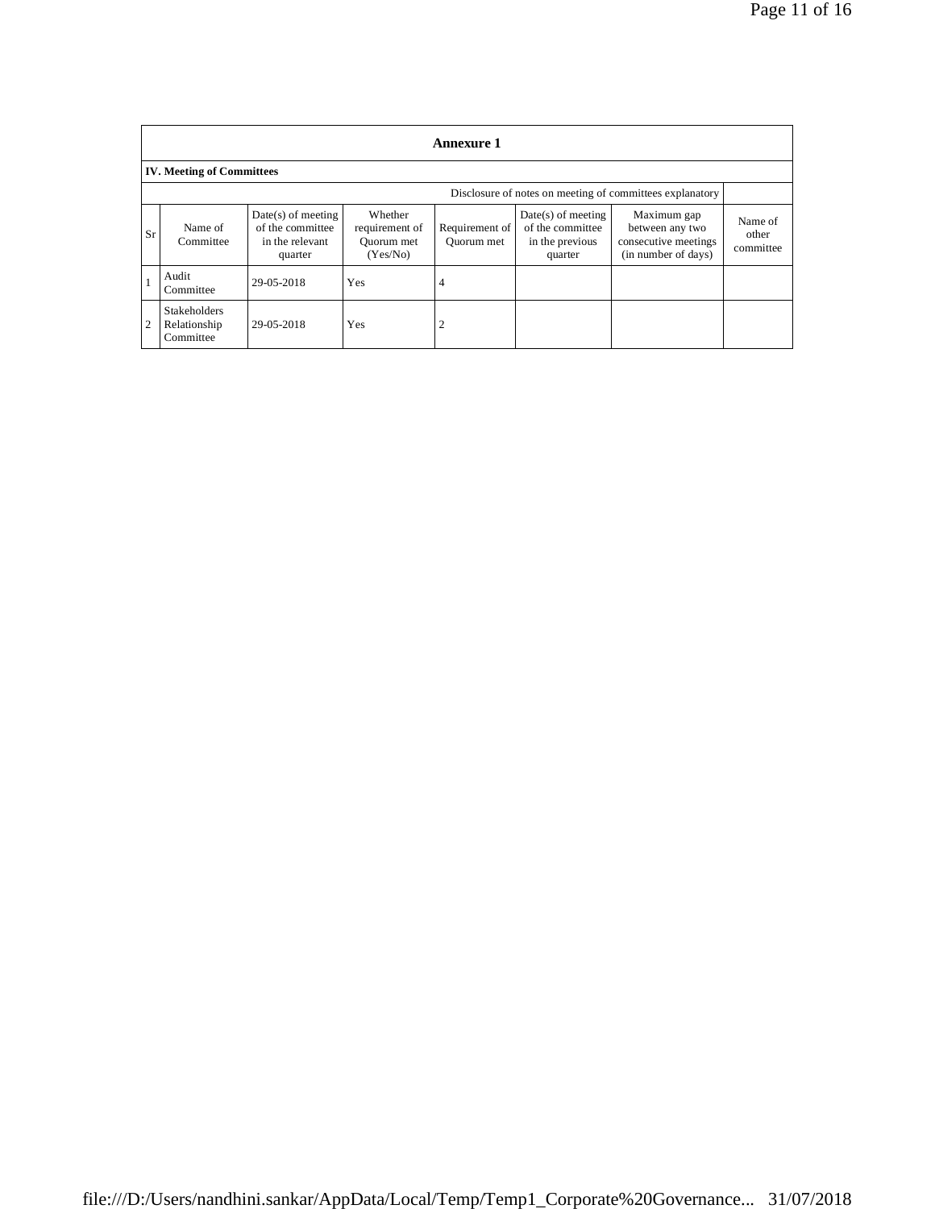## Annexure 1

### IV. Meeting of Committees

| | | | | | Disclosure of notes on meeting of committees explanatory | | |
|---|---|---|---|---|---|---|---|
| Sr | Name of Committee | Date(s) of meeting of the committee in the relevant quarter | Whether requirement of Quorum met (Yes/No) | Requirement of Quorum met | Date(s) of meeting of the committee in the previous quarter | Maximum gap between any two consecutive meetings (in number of days) | Name of other committee |
| 1 | Audit Committee | 29-05-2018 | Yes | 4 | | | |
| 2 | Stakeholders Relationship Committee | 29-05-2018 | Yes | 2 | | | |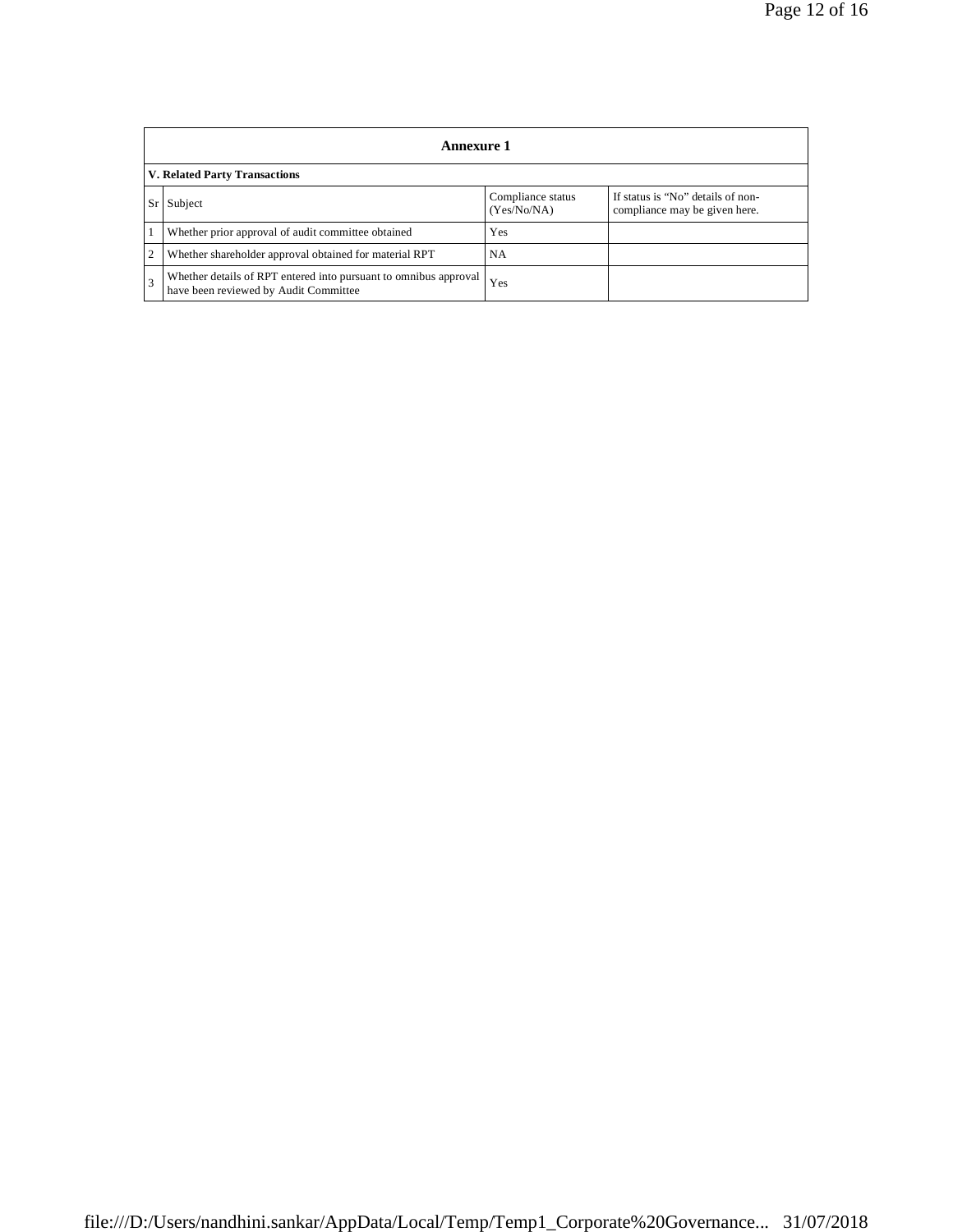## Annexure 1

### V. Related Party Transactions

| Sr | Subject | Compliance status (Yes/No/NA) | If status is “No” details of non-compliance may be given here. |
|---|---|---|---|
| 1 | Whether prior approval of audit committee obtained | Yes | |
| 2 | Whether shareholder approval obtained for material RPT | NA | |
| 3 | Whether details of RPT entered into pursuant to omnibus approval have been reviewed by Audit Committee | Yes | |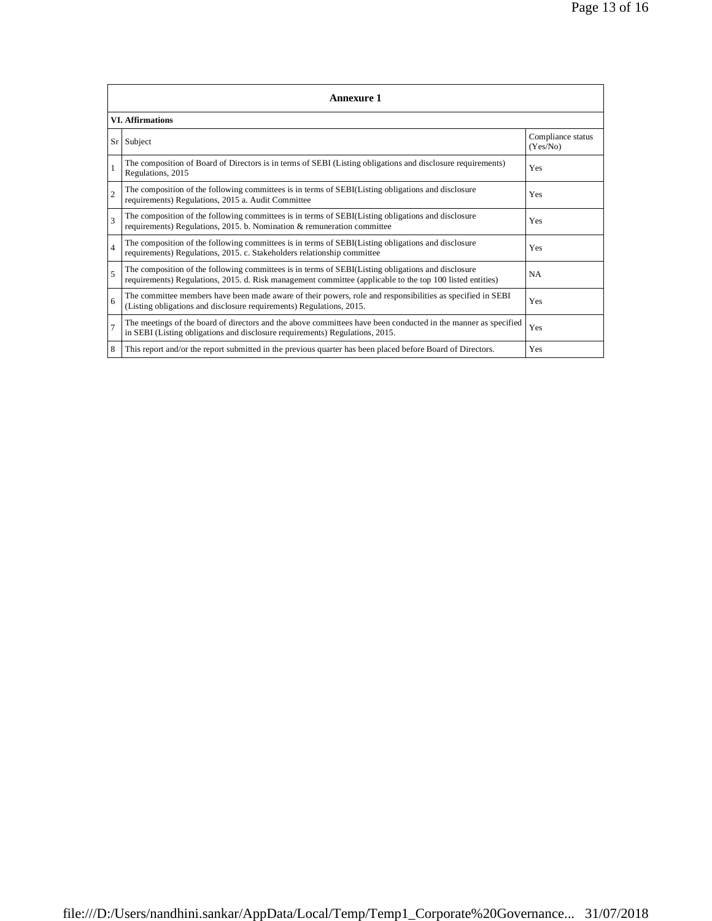| Annexure 1 | | |
|---|---|---|
| **VI. Affirmations** | | |
| Sr | Subject | Compliance status (Yes/No) |
| 1 | The composition of Board of Directors is in terms of SEBI (Listing obligations and disclosure requirements) Regulations, 2015 | Yes |
| 2 | The composition of the following committees is in terms of SEBI(Listing obligations and disclosure requirements) Regulations, 2015 a. Audit Committee | Yes |
| 3 | The composition of the following committees is in terms of SEBI(Listing obligations and disclosure requirements) Regulations, 2015. b. Nomination & remuneration committee | Yes |
| 4 | The composition of the following committees is in terms of SEBI(Listing obligations and disclosure requirements) Regulations, 2015. c. Stakeholders relationship committee | Yes |
| 5 | The composition of the following committees is in terms of SEBI(Listing obligations and disclosure requirements) Regulations, 2015. d. Risk management committee (applicable to the top 100 listed entities) | NA |
| 6 | The committee members have been made aware of their powers, role and responsibilities as specified in SEBI (Listing obligations and disclosure requirements) Regulations, 2015. | Yes |
| 7 | The meetings of the board of directors and the above committees have been conducted in the manner as specified in SEBI (Listing obligations and disclosure requirements) Regulations, 2015. | Yes |
| 8 | This report and/or the report submitted in the previous quarter has been placed before Board of Directors. | Yes |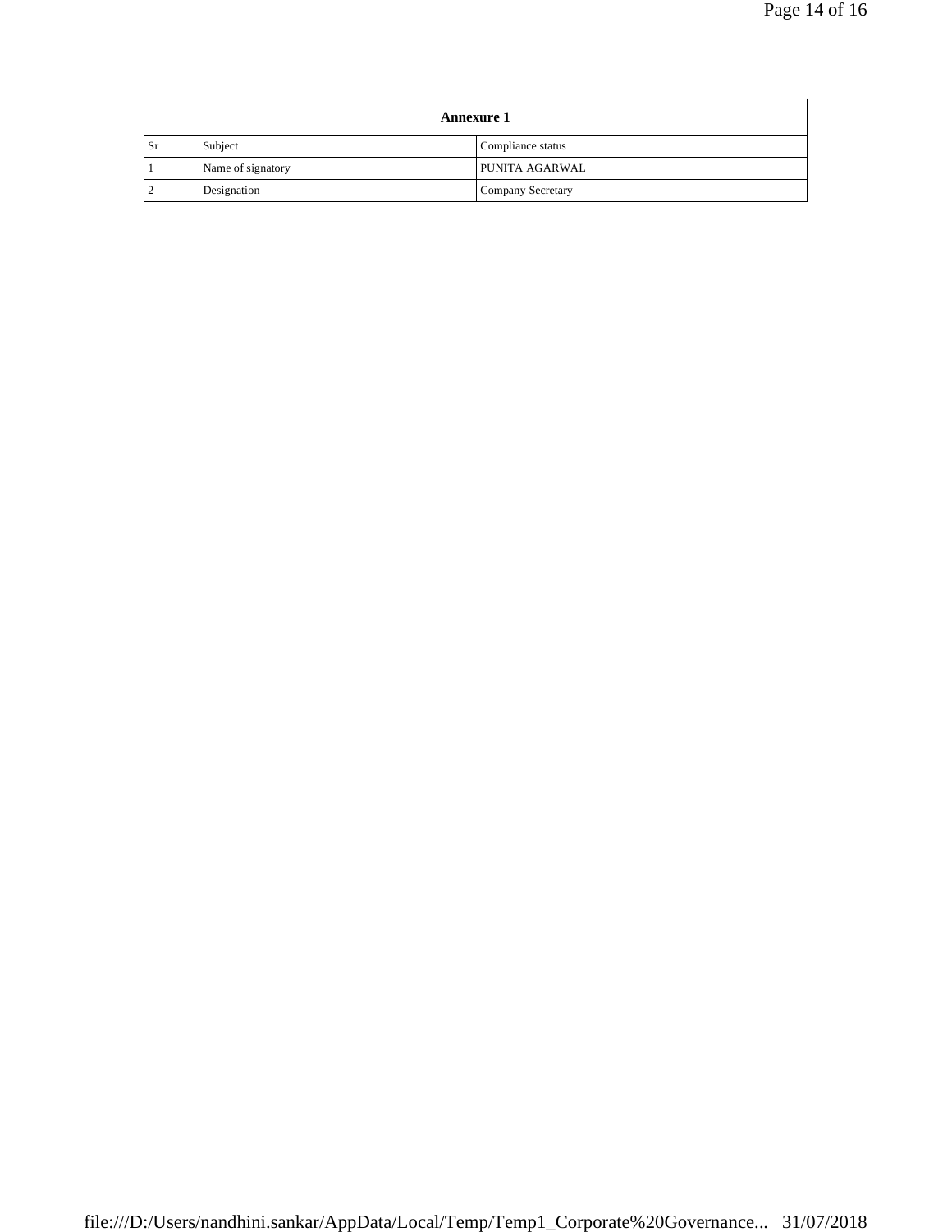| Annexure 1 | | |
|---|---|---|
| Sr | Subject | Compliance status |
| 1 | Name of signatory | PUNITA AGARWAL |
| 2 | Designation | Company Secretary |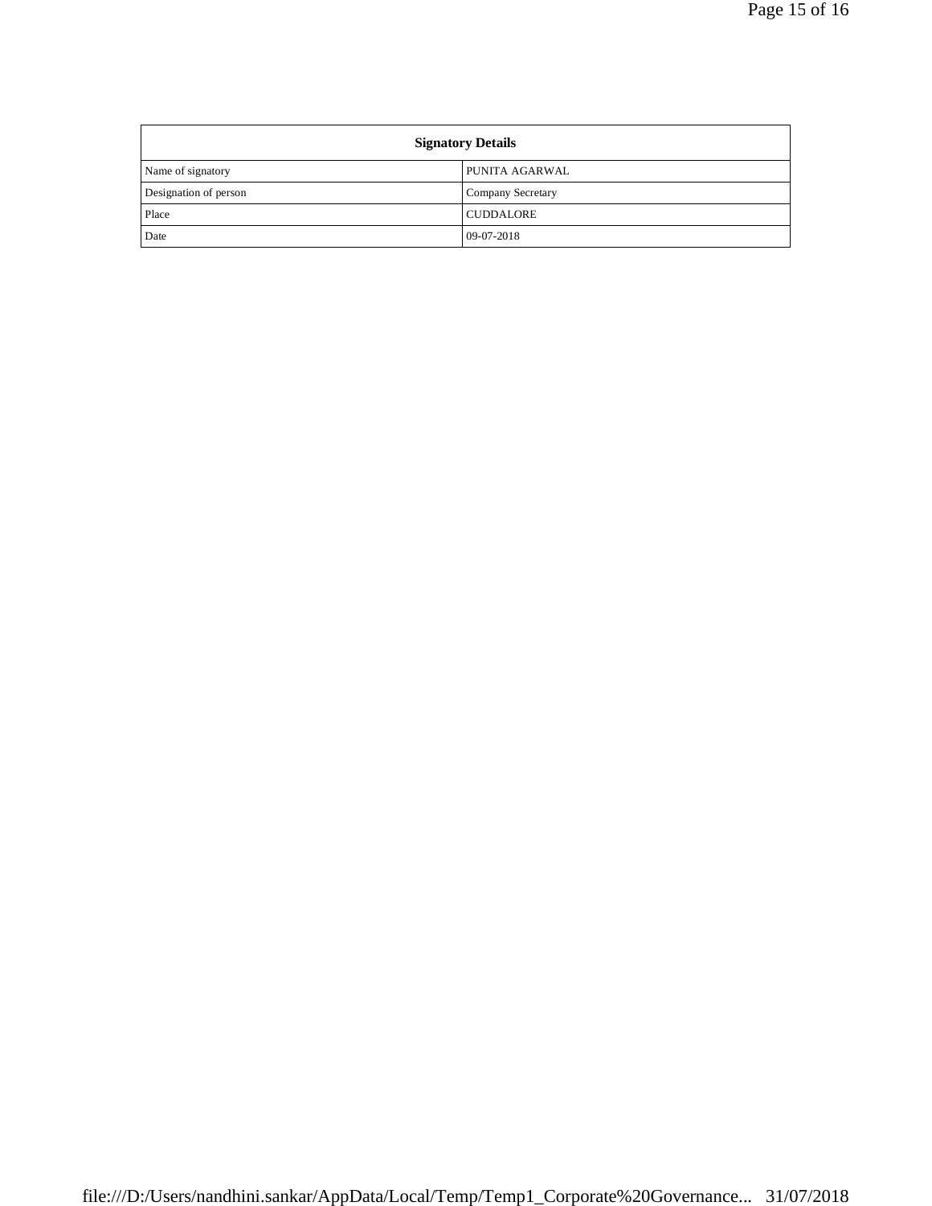| Signatory Details | |
|---|---|
| Name of signatory | PUNITA AGARWAL |
| Designation of person | Company Secretary |
| Place | CUDDALORE |
| Date | 09-07-2018 |